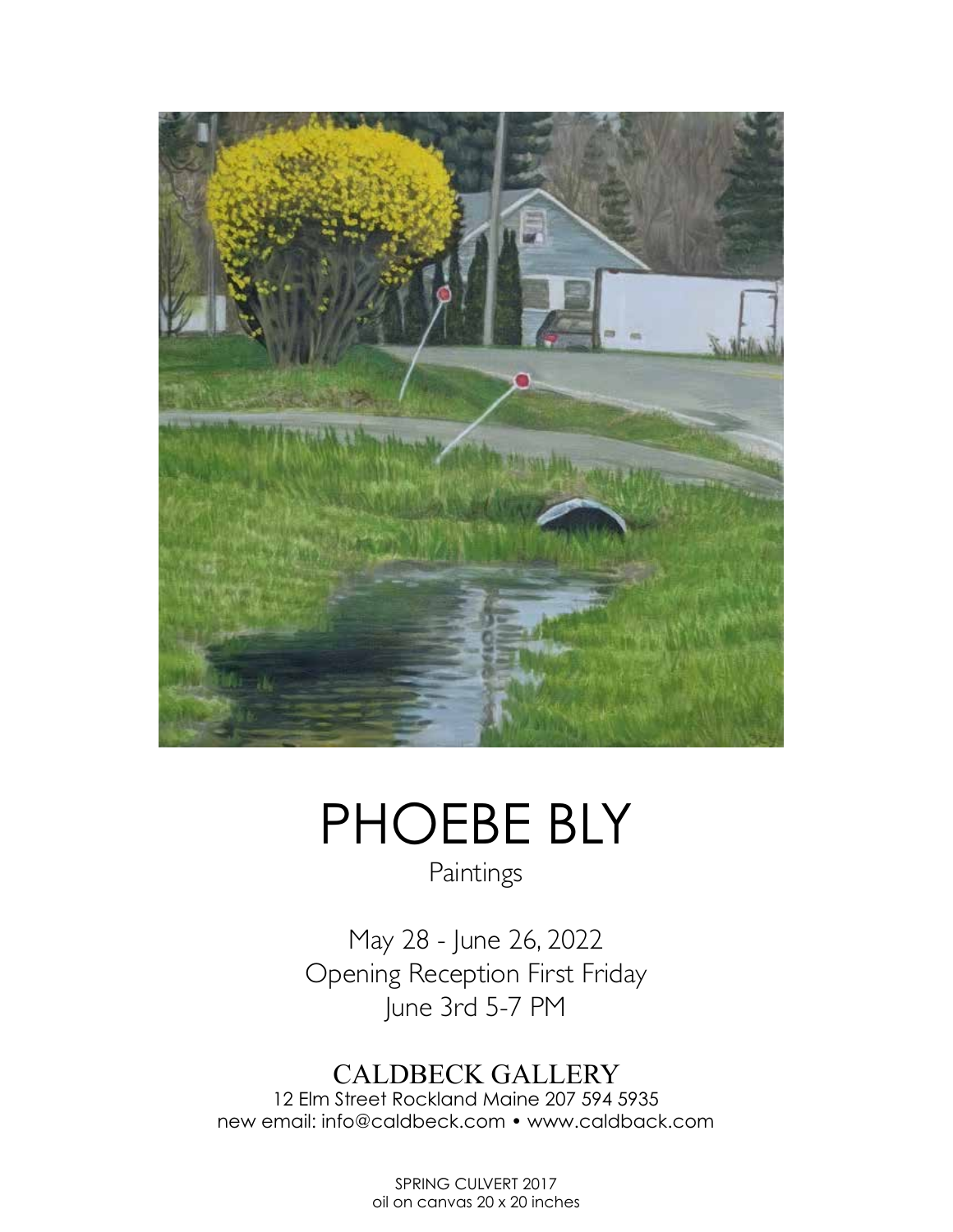# PHOEBE BLY

Paintings

May 28 - June 26, 2022
Opening Reception First Friday
June 3rd 5-7 PM

## CALDBECK GALLERY

12 Elm Street Rockland Maine 207 594 5935
new email: info@caldbeck.com • www.caldback.com

SPRING CULVERT 2017
oil on canvas 20 x 20 inches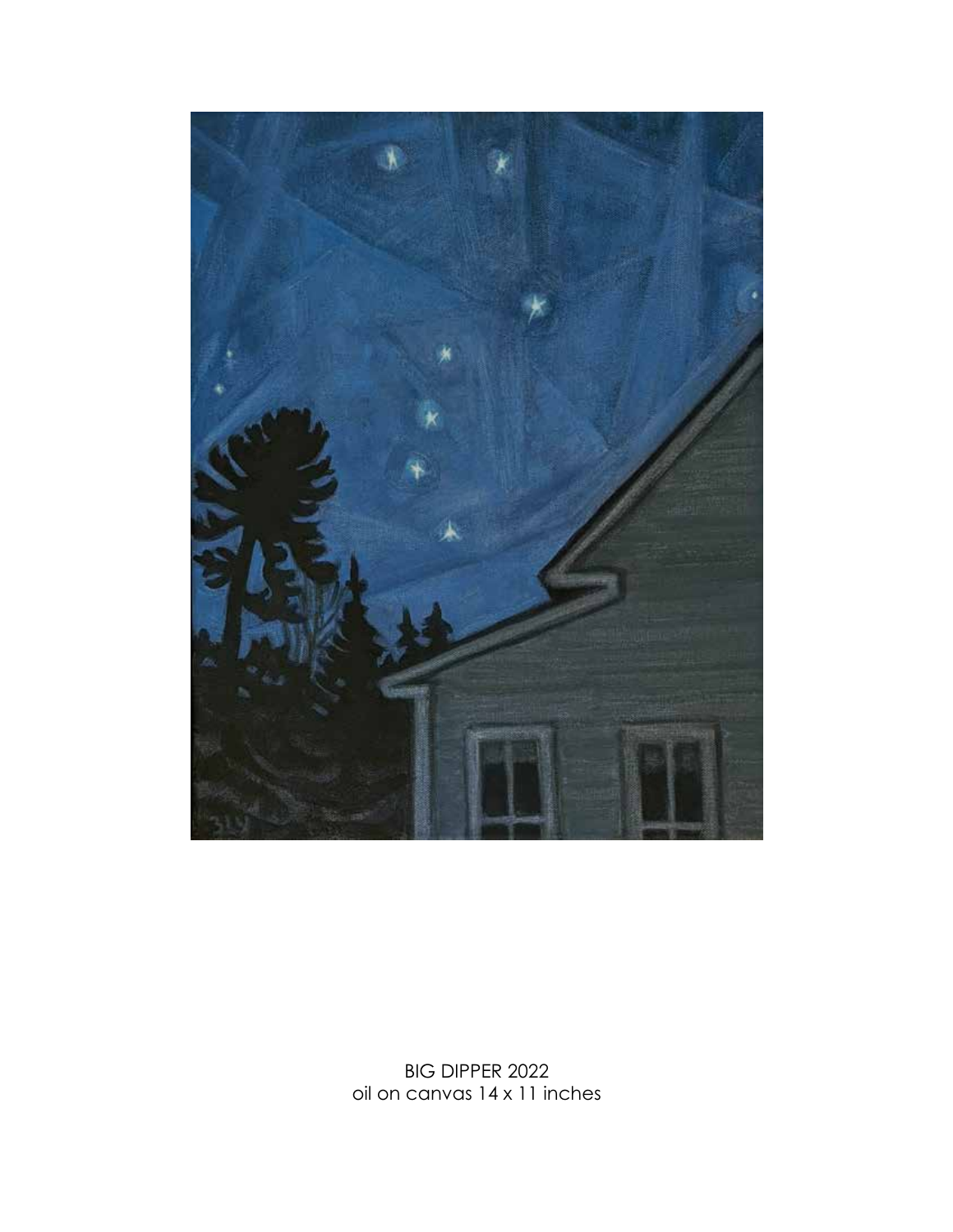BIG DIPPER 2022
oil on canvas 14 x 11 inches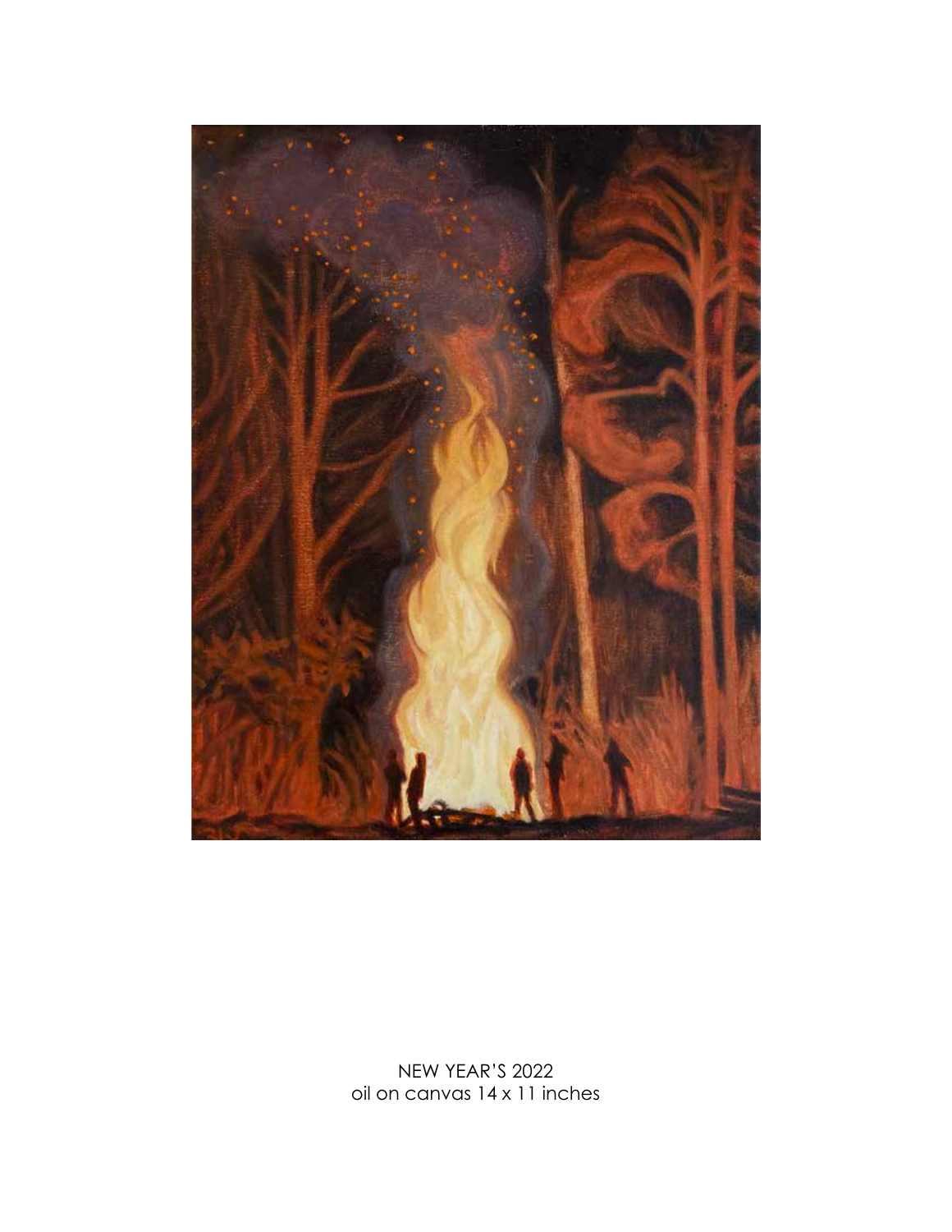NEW YEAR'S 2022
oil on canvas 14 x 11 inches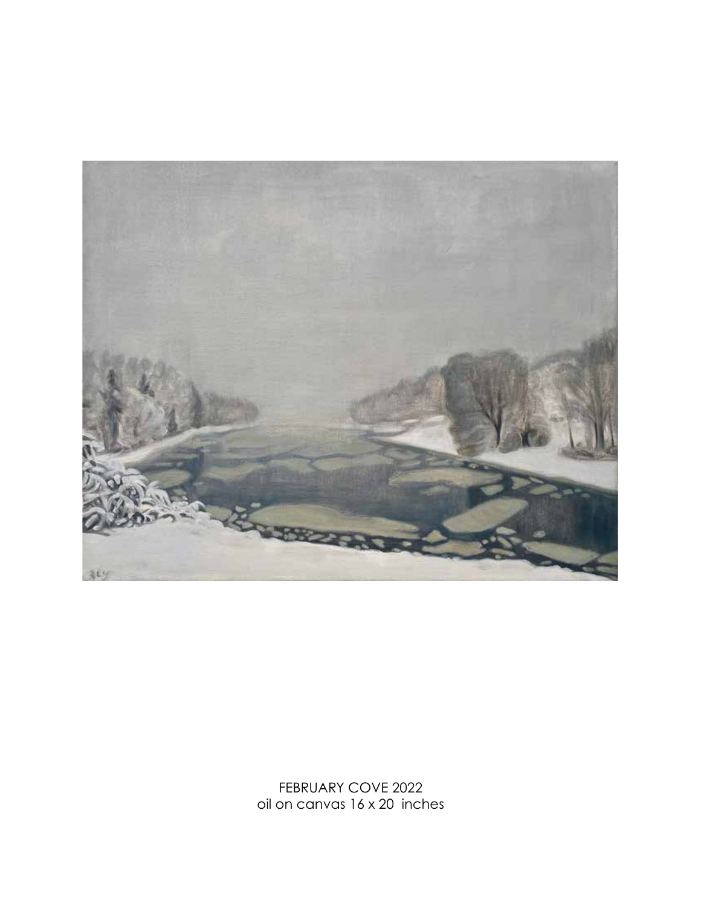FEBRUARY COVE 2022
oil on canvas 16 x 20 inches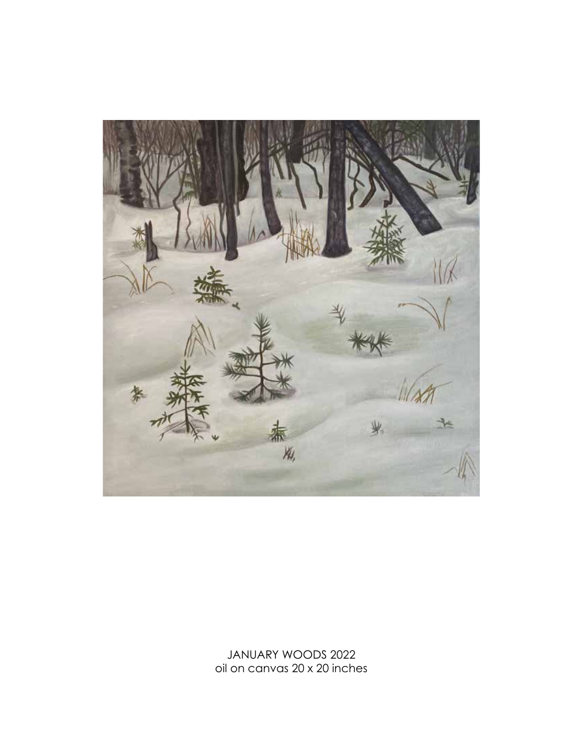JANUARY WOODS 2022
oil on canvas 20 x 20 inches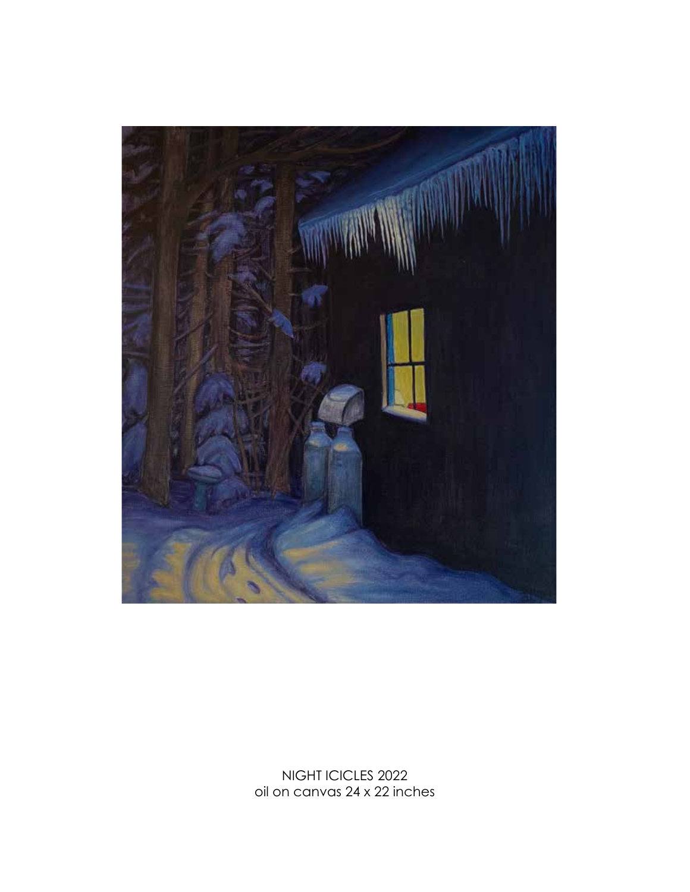NIGHT ICICLES 2022
oil on canvas 24 x 22 inches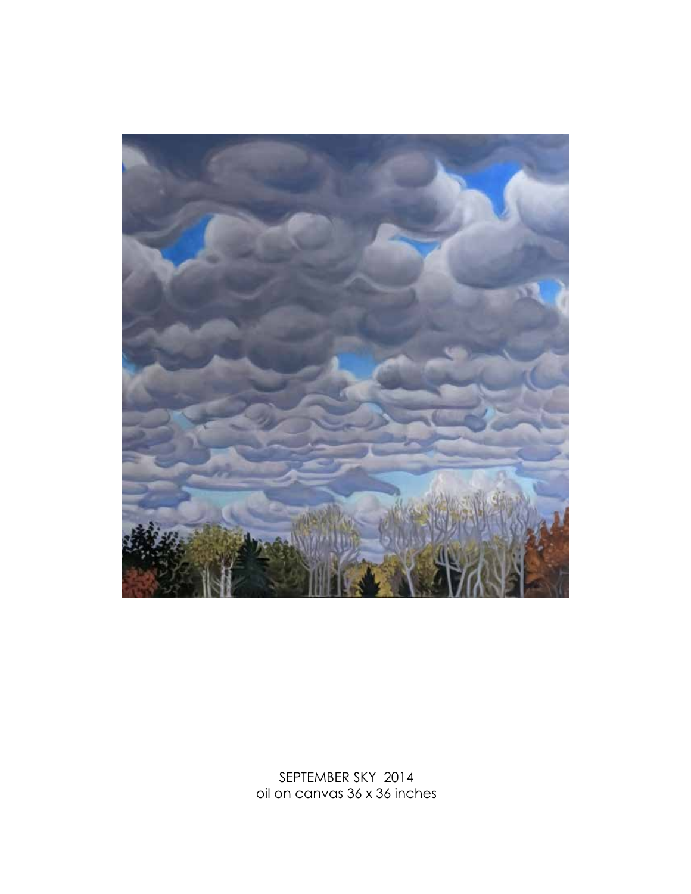SEPTEMBER SKY 2014
oil on canvas 36 x 36 inches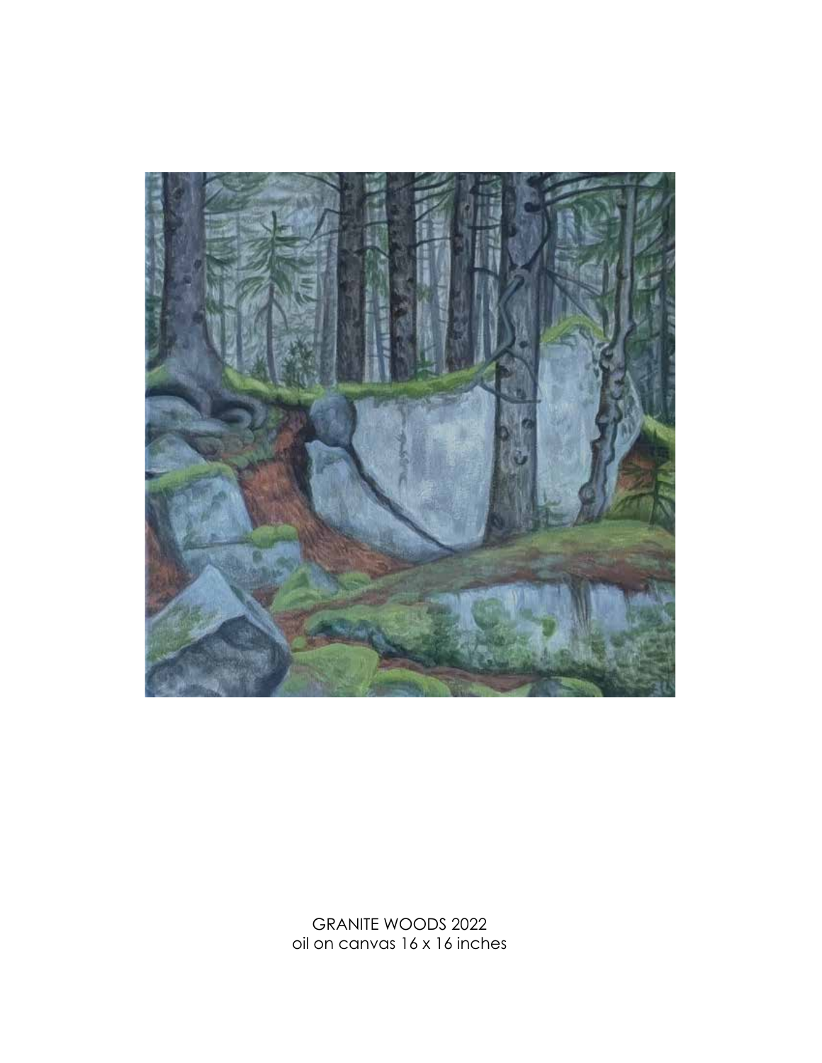GRANITE WOODS 2022
oil on canvas 16 x 16 inches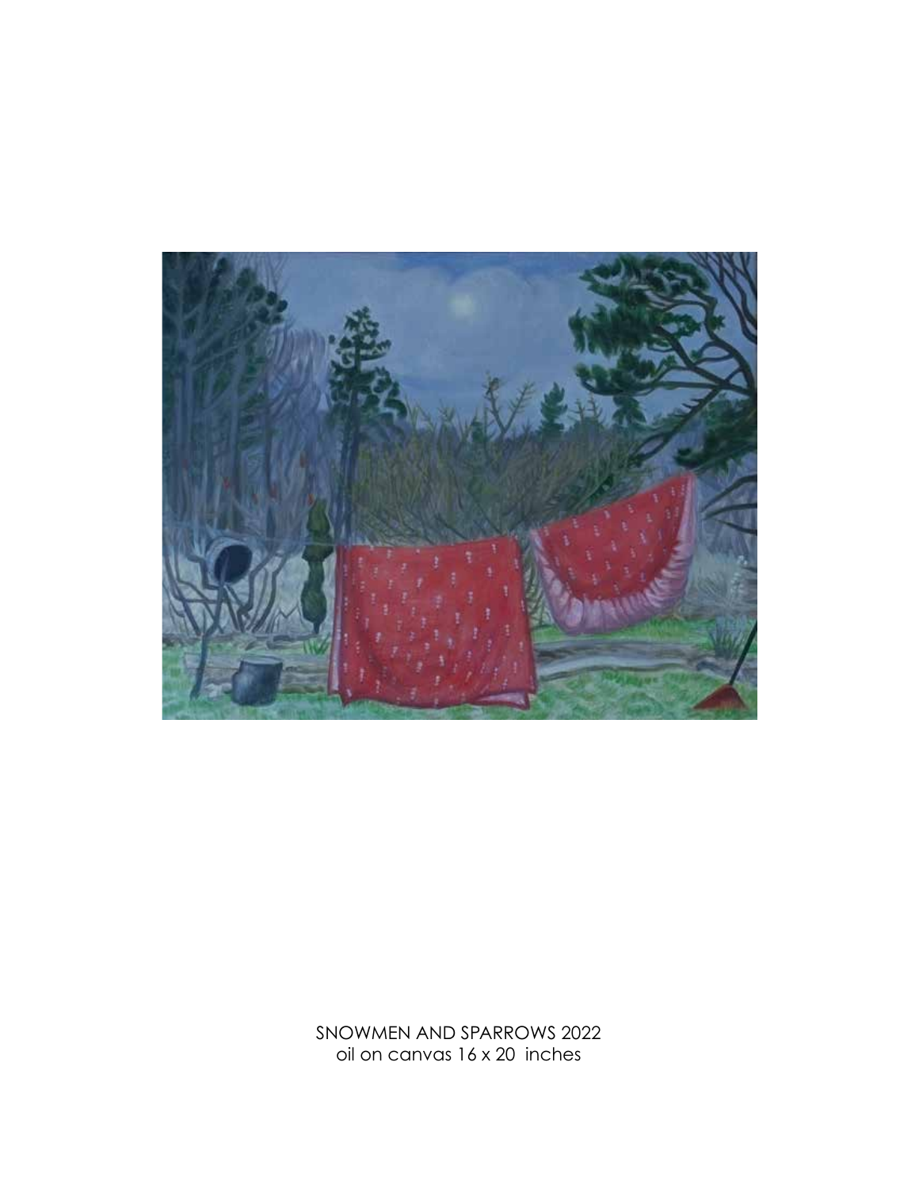SNOWMEN AND SPARROWS 2022
oil on canvas 16 x 20 inches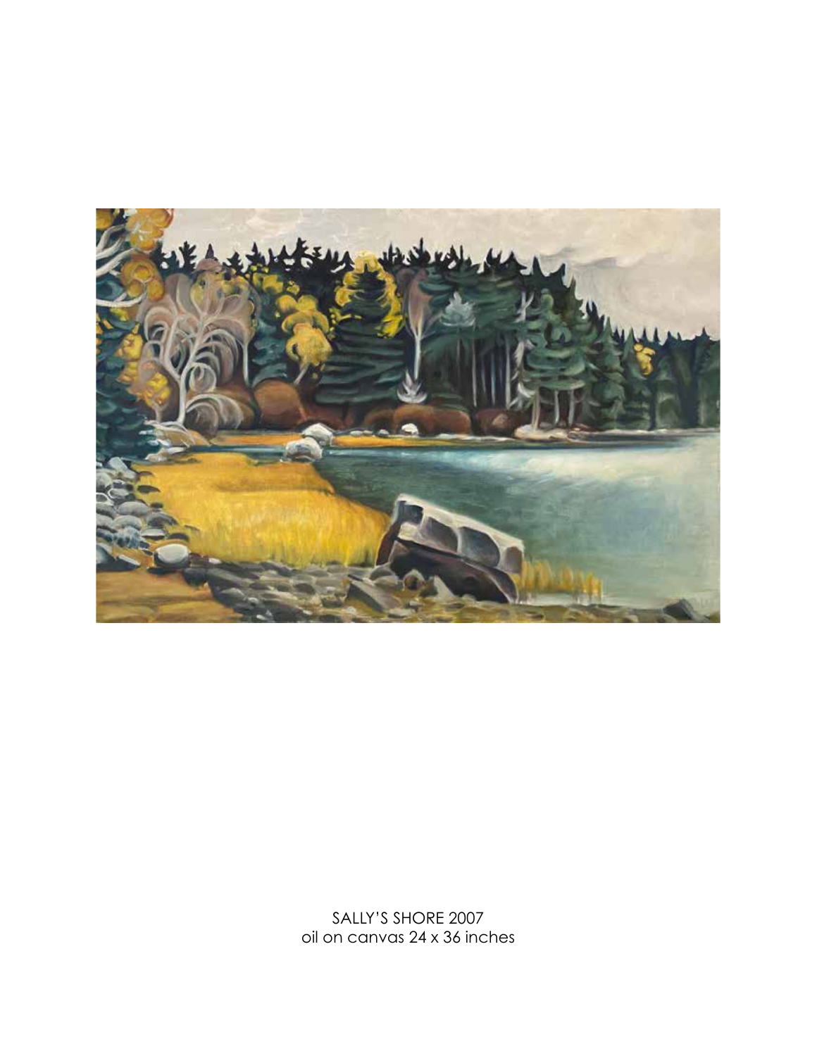SALLY'S SHORE 2007
oil on canvas 24 x 36 inches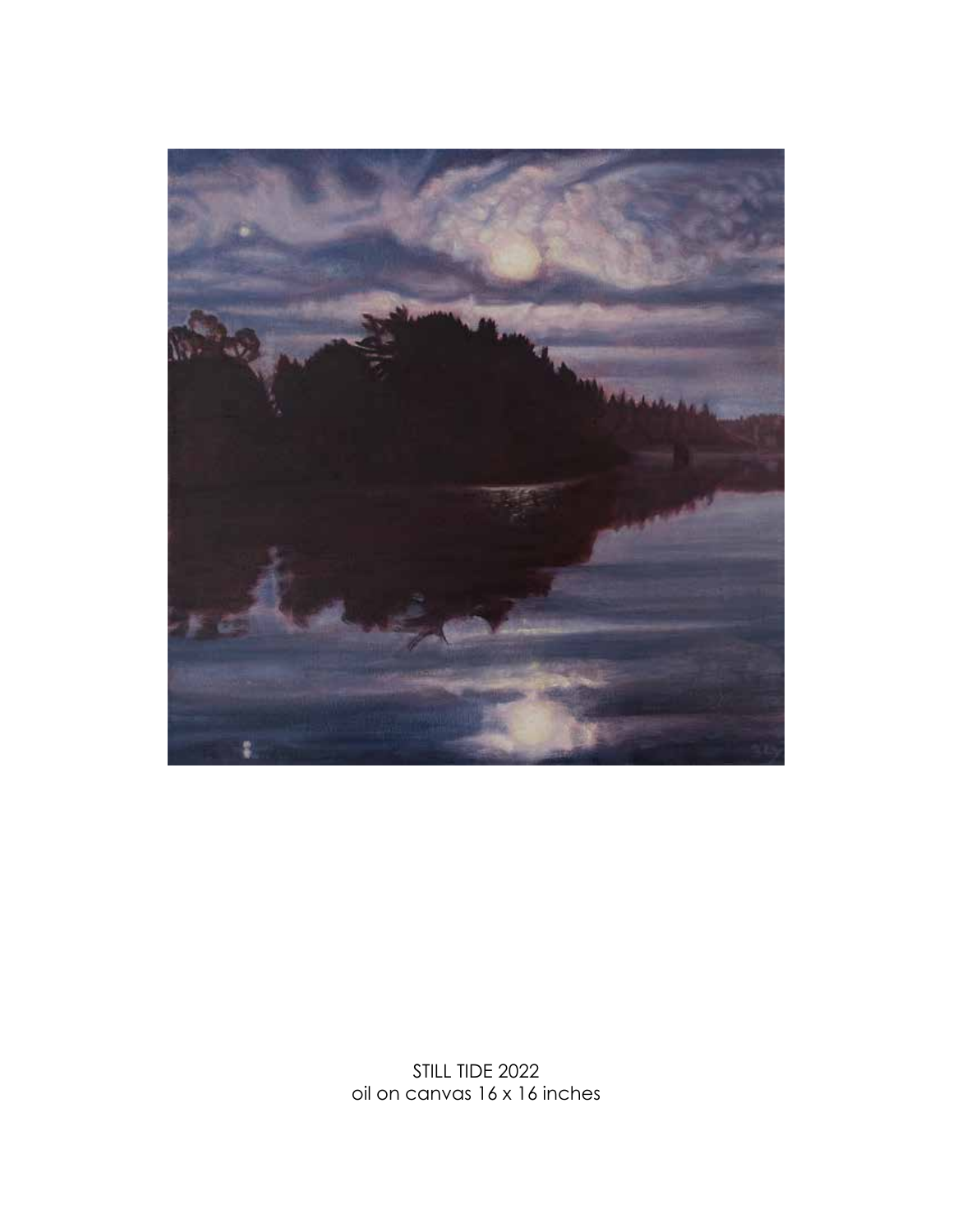STILL TIDE 2022
oil on canvas 16 x 16 inches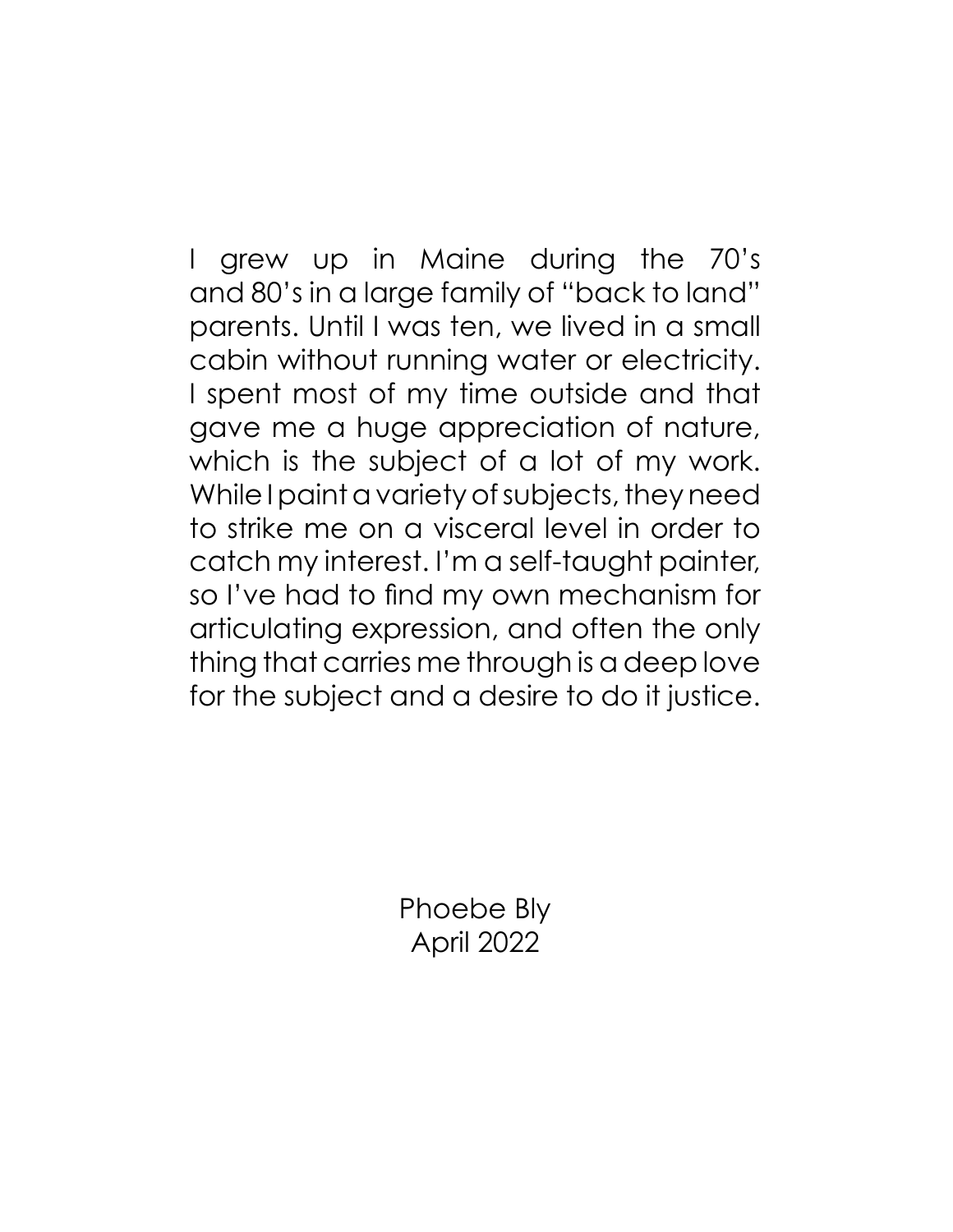I grew up in Maine during the 70's and 80's in a large family of "back to land" parents. Until I was ten, we lived in a small cabin without running water or electricity. I spent most of my time outside and that gave me a huge appreciation of nature, which is the subject of a lot of my work. While I paint a variety of subjects, they need to strike me on a visceral level in order to catch my interest. I'm a self-taught painter, so I've had to find my own mechanism for articulating expression, and often the only thing that carries me through is a deep love for the subject and a desire to do it justice.

Phoebe Bly
April 2022